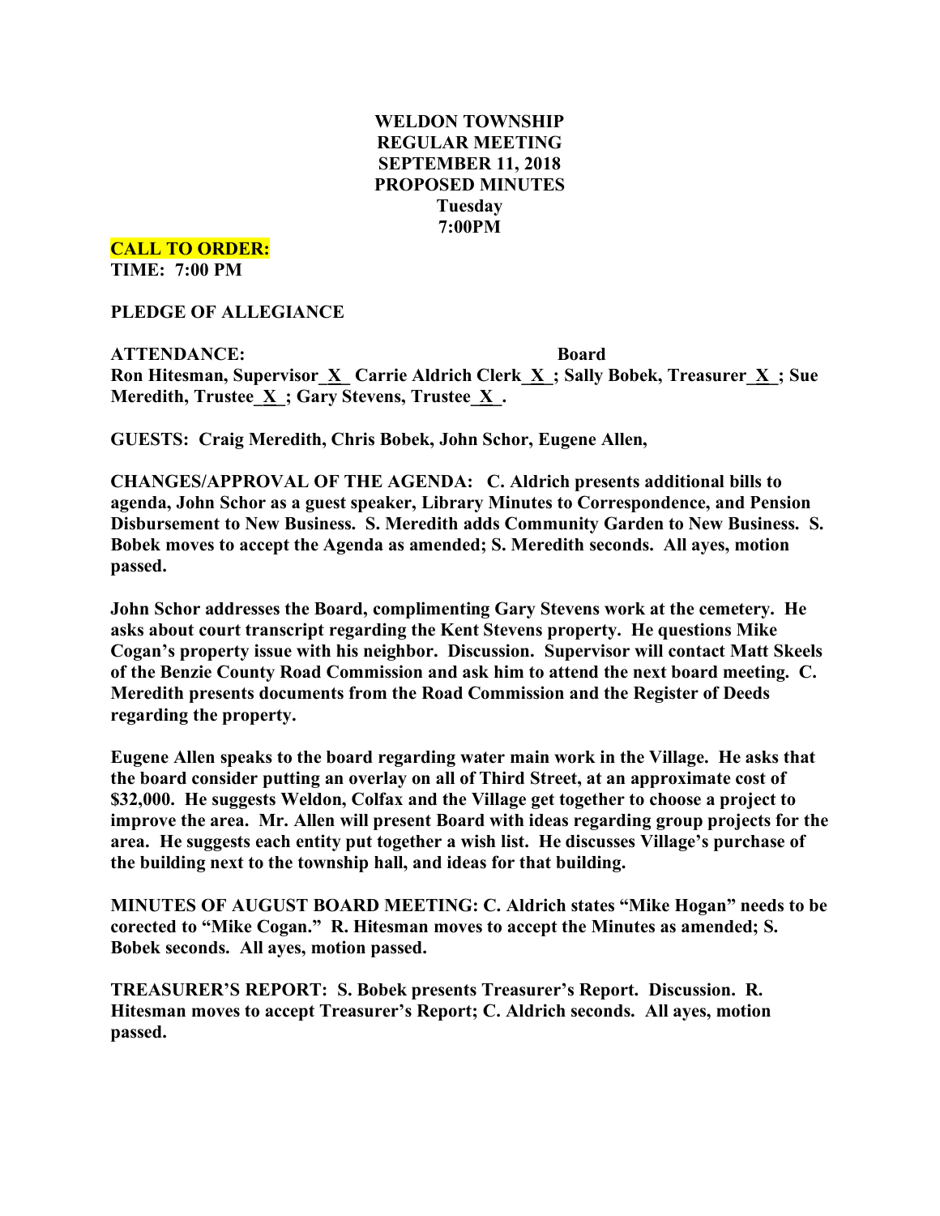# WELDON TOWNSHIP
## REGULAR MEETING
## SEPTEMBER 11, 2018
## PROPOSED MINUTES
## Tuesday
## 7:00PM

**CALL TO ORDER:**
**TIME: 7:00 PM**

**PLEDGE OF ALLEGIANCE**

**ATTENDANCE: Board**
**Ron Hitesman, Supervisor_X_ Carrie Aldrich Clerk_X_; Sally Bobek, Treasurer_X_; Sue Meredith, Trustee_X_; Gary Stevens, Trustee_X_.**

**GUESTS: Craig Meredith, Chris Bobek, John Schor, Eugene Allen,**

**CHANGES/APPROVAL OF THE AGENDA: C. Aldrich presents additional bills to agenda, John Schor as a guest speaker, Library Minutes to Correspondence, and Pension Disbursement to New Business. S. Meredith adds Community Garden to New Business. S. Bobek moves to accept the Agenda as amended; S. Meredith seconds. All ayes, motion passed.**

**John Schor addresses the Board, complimenting Gary Stevens work at the cemetery. He asks about court transcript regarding the Kent Stevens property. He questions Mike Cogan's property issue with his neighbor. Discussion. Supervisor will contact Matt Skeels of the Benzie County Road Commission and ask him to attend the next board meeting. C. Meredith presents documents from the Road Commission and the Register of Deeds regarding the property.**

**Eugene Allen speaks to the board regarding water main work in the Village. He asks that the board consider putting an overlay on all of Third Street, at an approximate cost of $32,000. He suggests Weldon, Colfax and the Village get together to choose a project to improve the area. Mr. Allen will present Board with ideas regarding group projects for the area. He suggests each entity put together a wish list. He discusses Village's purchase of the building next to the township hall, and ideas for that building.**

**MINUTES OF AUGUST BOARD MEETING: C. Aldrich states "Mike Hogan" needs to be corected to "Mike Cogan." R. Hitesman moves to accept the Minutes as amended; S. Bobek seconds. All ayes, motion passed.**

**TREASURER'S REPORT: S. Bobek presents Treasurer's Report. Discussion. R. Hitesman moves to accept Treasurer's Report; C. Aldrich seconds. All ayes, motion passed.**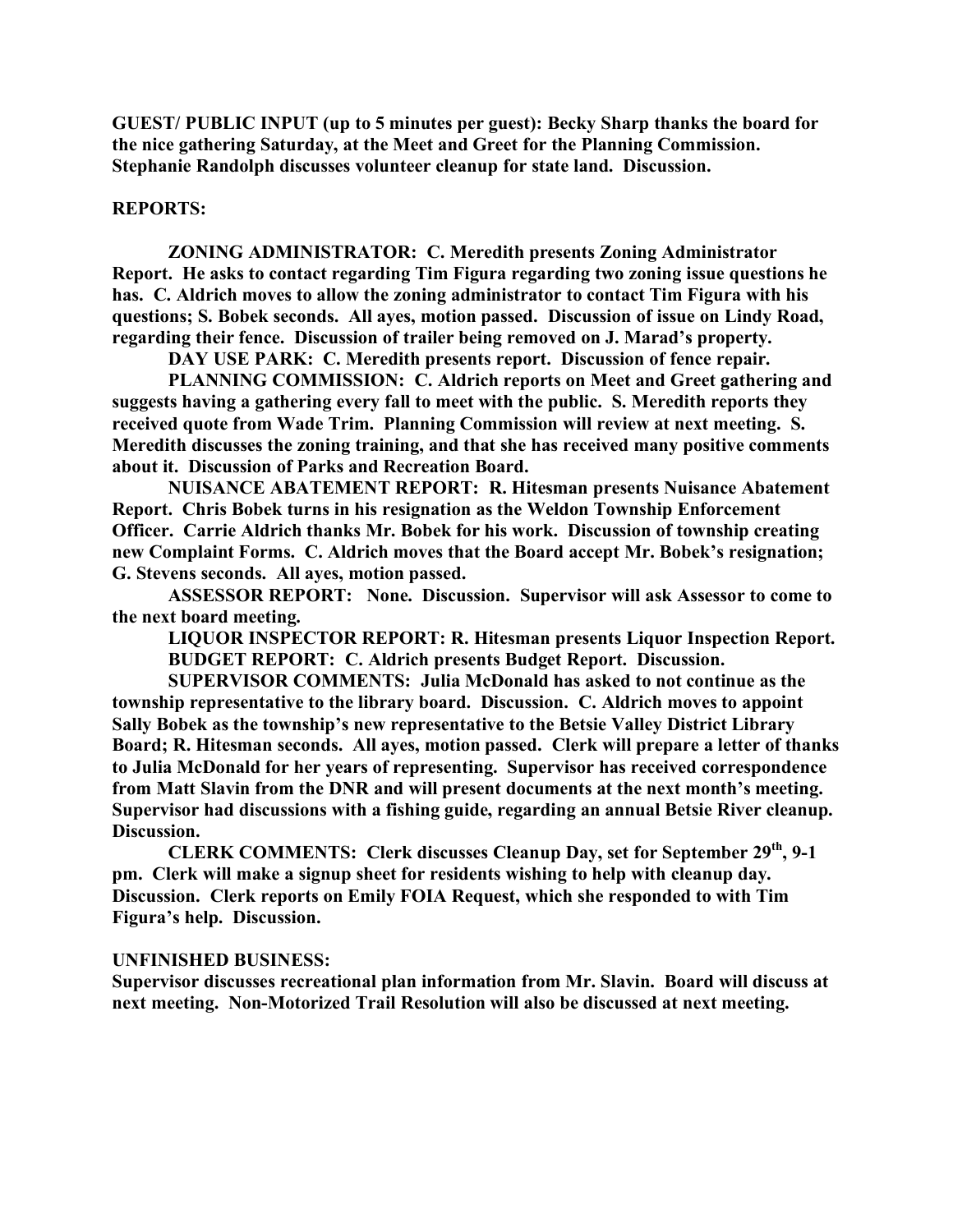**GUEST/ PUBLIC INPUT (up to 5 minutes per guest): Becky Sharp thanks the board for the nice gathering Saturday, at the Meet and Greet for the Planning Commission. Stephanie Randolph discusses volunteer cleanup for state land. Discussion.**

**REPORTS:**

**ZONING ADMINISTRATOR: C. Meredith presents Zoning Administrator Report. He asks to contact regarding Tim Figura regarding two zoning issue questions he has. C. Aldrich moves to allow the zoning administrator to contact Tim Figura with his questions; S. Bobek seconds. All ayes, motion passed. Discussion of issue on Lindy Road, regarding their fence. Discussion of trailer being removed on J. Marad's property.**

**DAY USE PARK: C. Meredith presents report. Discussion of fence repair.**

**PLANNING COMMISSION: C. Aldrich reports on Meet and Greet gathering and suggests having a gathering every fall to meet with the public. S. Meredith reports they received quote from Wade Trim. Planning Commission will review at next meeting. S. Meredith discusses the zoning training, and that she has received many positive comments about it. Discussion of Parks and Recreation Board.**

**NUISANCE ABATEMENT REPORT: R. Hitesman presents Nuisance Abatement Report. Chris Bobek turns in his resignation as the Weldon Township Enforcement Officer. Carrie Aldrich thanks Mr. Bobek for his work. Discussion of township creating new Complaint Forms. C. Aldrich moves that the Board accept Mr. Bobek's resignation; G. Stevens seconds. All ayes, motion passed.**

**ASSESSOR REPORT: None. Discussion. Supervisor will ask Assessor to come to the next board meeting.**

**LIQUOR INSPECTOR REPORT: R. Hitesman presents Liquor Inspection Report.**

**BUDGET REPORT: C. Aldrich presents Budget Report. Discussion.**

**SUPERVISOR COMMENTS: Julia McDonald has asked to not continue as the township representative to the library board. Discussion. C. Aldrich moves to appoint Sally Bobek as the township's new representative to the Betsie Valley District Library Board; R. Hitesman seconds. All ayes, motion passed. Clerk will prepare a letter of thanks to Julia McDonald for her years of representing. Supervisor has received correspondence from Matt Slavin from the DNR and will present documents at the next month's meeting. Supervisor had discussions with a fishing guide, regarding an annual Betsie River cleanup. Discussion.**

**CLERK COMMENTS: Clerk discusses Cleanup Day, set for September 29th, 9-1 pm. Clerk will make a signup sheet for residents wishing to help with cleanup day. Discussion. Clerk reports on Emily FOIA Request, which she responded to with Tim Figura's help. Discussion.**

**UNFINISHED BUSINESS:**

**Supervisor discusses recreational plan information from Mr. Slavin. Board will discuss at next meeting. Non-Motorized Trail Resolution will also be discussed at next meeting.**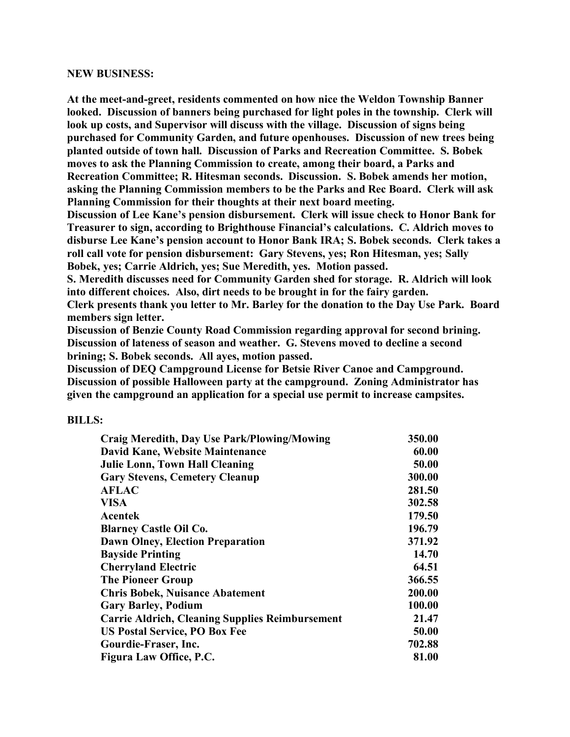**NEW BUSINESS:**

**At the meet-and-greet, residents commented on how nice the Weldon Township Banner looked. Discussion of banners being purchased for light poles in the township. Clerk will look up costs, and Supervisor will discuss with the village. Discussion of signs being purchased for Community Garden, and future openhouses. Discussion of new trees being planted outside of town hall. Discussion of Parks and Recreation Committee. S. Bobek moves to ask the Planning Commission to create, among their board, a Parks and Recreation Committee; R. Hitesman seconds. Discussion. S. Bobek amends her motion, asking the Planning Commission members to be the Parks and Rec Board. Clerk will ask Planning Commission for their thoughts at their next board meeting.**

**Discussion of Lee Kane's pension disbursement. Clerk will issue check to Honor Bank for Treasurer to sign, according to Brighthouse Financial's calculations. C. Aldrich moves to disburse Lee Kane's pension account to Honor Bank IRA; S. Bobek seconds. Clerk takes a roll call vote for pension disbursement: Gary Stevens, yes; Ron Hitesman, yes; Sally Bobek, yes; Carrie Aldrich, yes; Sue Meredith, yes. Motion passed.**

**S. Meredith discusses need for Community Garden shed for storage. R. Aldrich will look into different choices. Also, dirt needs to be brought in for the fairy garden.**

**Clerk presents thank you letter to Mr. Barley for the donation to the Day Use Park. Board members sign letter.**

**Discussion of Benzie County Road Commission regarding approval for second brining. Discussion of lateness of season and weather. G. Stevens moved to decline a second brining; S. Bobek seconds. All ayes, motion passed.**

**Discussion of DEQ Campground License for Betsie River Canoe and Campground. Discussion of possible Halloween party at the campground. Zoning Administrator has given the campground an application for a special use permit to increase campsites.**

**BILLS:**

| | |
|---|---|
| **Craig Meredith, Day Use Park/Plowing/Mowing** | **350.00** |
| **David Kane, Website Maintenance** | **60.00** |
| **Julie Lonn, Town Hall Cleaning** | **50.00** |
| **Gary Stevens, Cemetery Cleanup** | **300.00** |
| **AFLAC** | **281.50** |
| **VISA** | **302.58** |
| **Acentek** | **179.50** |
| **Blarney Castle Oil Co.** | **196.79** |
| **Dawn Olney, Election Preparation** | **371.92** |
| **Bayside Printing** | **14.70** |
| **Cherryland Electric** | **64.51** |
| **The Pioneer Group** | **366.55** |
| **Chris Bobek, Nuisance Abatement** | **200.00** |
| **Gary Barley, Podium** | **100.00** |
| **Carrie Aldrich, Cleaning Supplies Reimbursement** | **21.47** |
| **US Postal Service, PO Box Fee** | **50.00** |
| **Gourdie-Fraser, Inc.** | **702.88** |
| **Figura Law Office, P.C.** | **81.00** |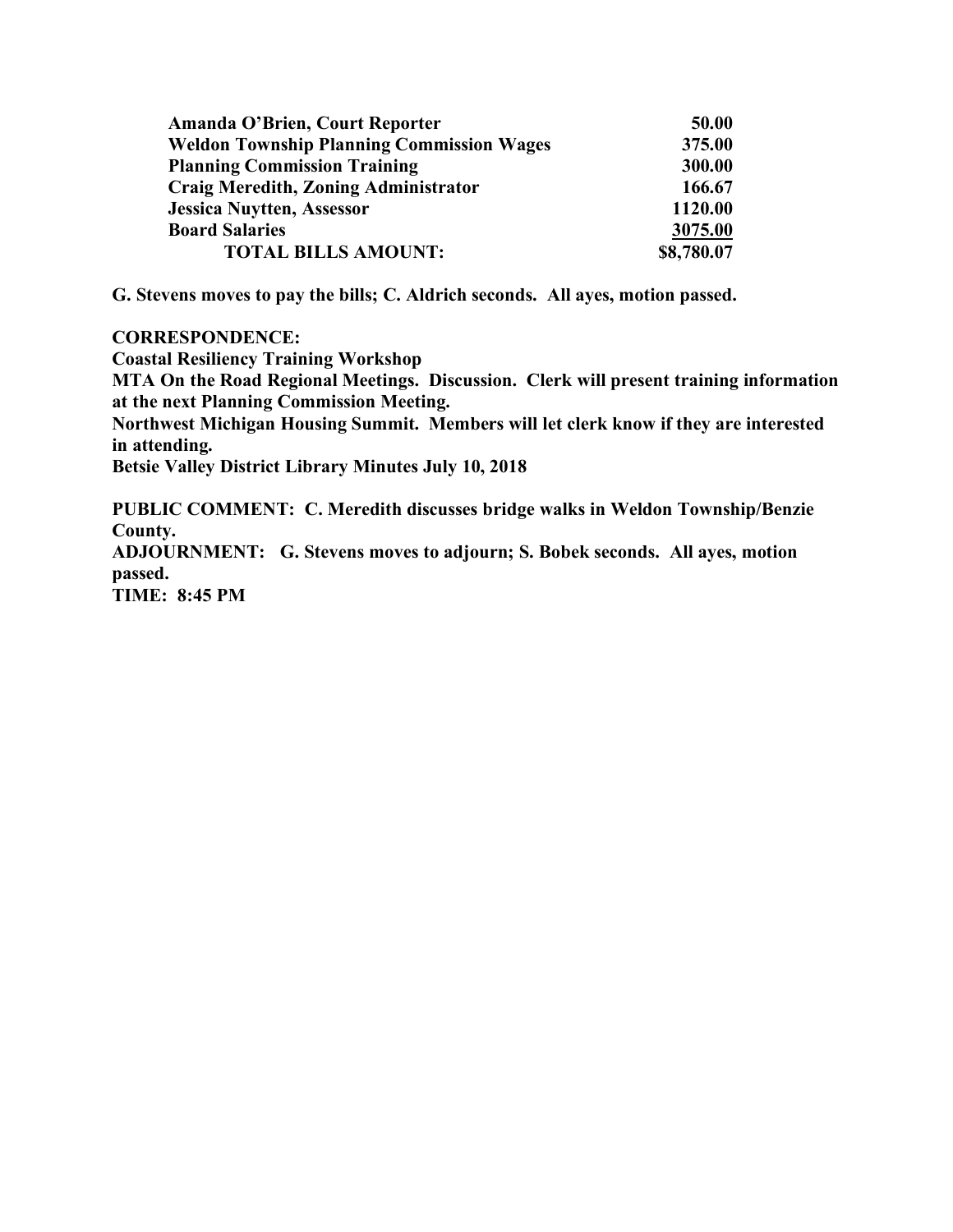| | |
|---|---|
| **Amanda O'Brien, Court Reporter** | **50.00** |
| **Weldon Township Planning Commission Wages** | **375.00** |
| **Planning Commission Training** | **300.00** |
| **Craig Meredith, Zoning Administrator** | **166.67** |
| **Jessica Nuytten, Assessor** | **1120.00** |
| **Board Salaries** | **3075.00** |
| **TOTAL BILLS AMOUNT:** | **$8,780.07** |

**G. Stevens moves to pay the bills; C. Aldrich seconds. All ayes, motion passed.**

**CORRESPONDENCE:**
**Coastal Resiliency Training Workshop**
**MTA On the Road Regional Meetings. Discussion. Clerk will present training information at the next Planning Commission Meeting.**
**Northwest Michigan Housing Summit. Members will let clerk know if they are interested in attending.**
**Betsie Valley District Library Minutes July 10, 2018**

**PUBLIC COMMENT: C. Meredith discusses bridge walks in Weldon Township/Benzie County.**
**ADJOURNMENT: G. Stevens moves to adjourn; S. Bobek seconds. All ayes, motion passed.**
**TIME: 8:45 PM**